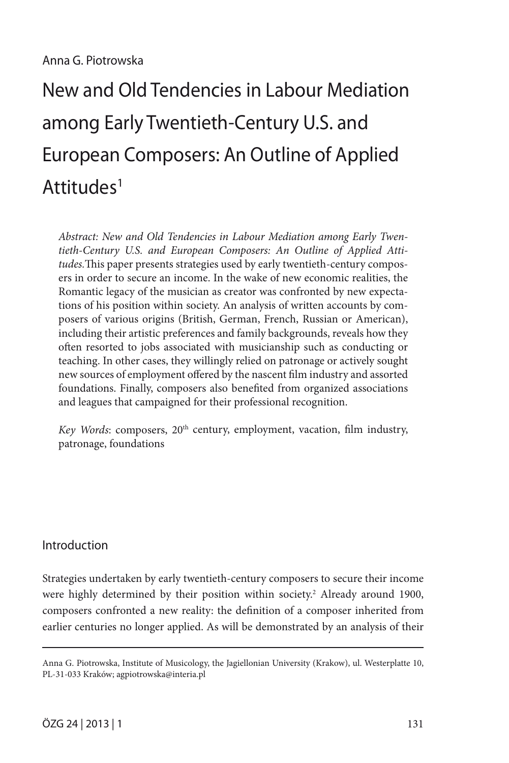Anna G. Piotrowska

# New and Old Tendencies in Labour Mediation among Early Twentieth-Century U.S. and European Composers: An Outline of Applied Attitudes[1]

*Abstract: New and Old Tendencies in Labour Mediation among Early Twentieth-Century U.S. and European Composers: An Outline of Applied Attitudes.* This paper presents strategies used by early twentieth-century composers in order to secure an income. In the wake of new economic realities, the Romantic legacy of the musician as creator was confronted by new expectations of his position within society. An analysis of written accounts by composers of various origins (British, German, French, Russian or American), including their artistic preferences and family backgrounds, reveals how they often resorted to jobs associated with musicianship such as conducting or teaching. In other cases, they willingly relied on patronage or actively sought new sources of employment offered by the nascent film industry and assorted foundations. Finally, composers also benefited from organized associations and leagues that campaigned for their professional recognition.

*Key Words*: composers, 20th century, employment, vacation, film industry, patronage, foundations

## Introduction

Strategies undertaken by early twentieth-century composers to secure their income were highly determined by their position within society.[2] Already around 1900, composers confronted a new reality: the definition of a composer inherited from earlier centuries no longer applied. As will be demonstrated by an analysis of their

---

Anna G. Piotrowska, Institute of Musicology, the Jagiellonian University (Krakow), ul. Westerplatte 10, PL-31-033 Kraków; agpiotrowska@interia.pl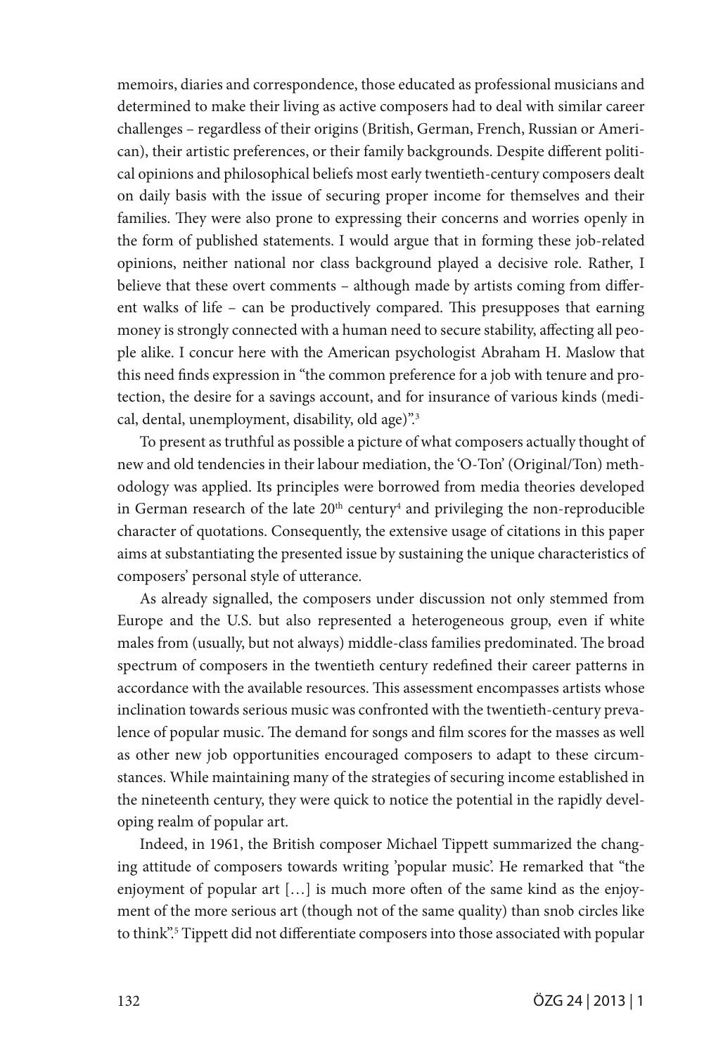memoirs, diaries and correspondence, those educated as professional musicians and determined to make their living as active composers had to deal with similar career challenges – regardless of their origins (British, German, French, Russian or American), their artistic preferences, or their family backgrounds. Despite different political opinions and philosophical beliefs most early twentieth-century composers dealt on daily basis with the issue of securing proper income for themselves and their families. They were also prone to expressing their concerns and worries openly in the form of published statements. I would argue that in forming these job-related opinions, neither national nor class background played a decisive role. Rather, I believe that these overt comments – although made by artists coming from different walks of life – can be productively compared. This presupposes that earning money is strongly connected with a human need to secure stability, affecting all people alike. I concur here with the American psychologist Abraham H. Maslow that this need finds expression in "the common preference for a job with tenure and protection, the desire for a savings account, and for insurance of various kinds (medical, dental, unemployment, disability, old age)".[3]

To present as truthful as possible a picture of what composers actually thought of new and old tendencies in their labour mediation, the 'O-Ton' (Original/Ton) methodology was applied. Its principles were borrowed from media theories developed in German research of the late 20th century[4] and privileging the non-reproducible character of quotations. Consequently, the extensive usage of citations in this paper aims at substantiating the presented issue by sustaining the unique characteristics of composers' personal style of utterance.

As already signalled, the composers under discussion not only stemmed from Europe and the U.S. but also represented a heterogeneous group, even if white males from (usually, but not always) middle-class families predominated. The broad spectrum of composers in the twentieth century redefined their career patterns in accordance with the available resources. This assessment encompasses artists whose inclination towards serious music was confronted with the twentieth-century prevalence of popular music. The demand for songs and film scores for the masses as well as other new job opportunities encouraged composers to adapt to these circumstances. While maintaining many of the strategies of securing income established in the nineteenth century, they were quick to notice the potential in the rapidly developing realm of popular art.

Indeed, in 1961, the British composer Michael Tippett summarized the changing attitude of composers towards writing 'popular music'. He remarked that "the enjoyment of popular art […] is much more often of the same kind as the enjoyment of the more serious art (though not of the same quality) than snob circles like to think".[5] Tippett did not differentiate composers into those associated with popular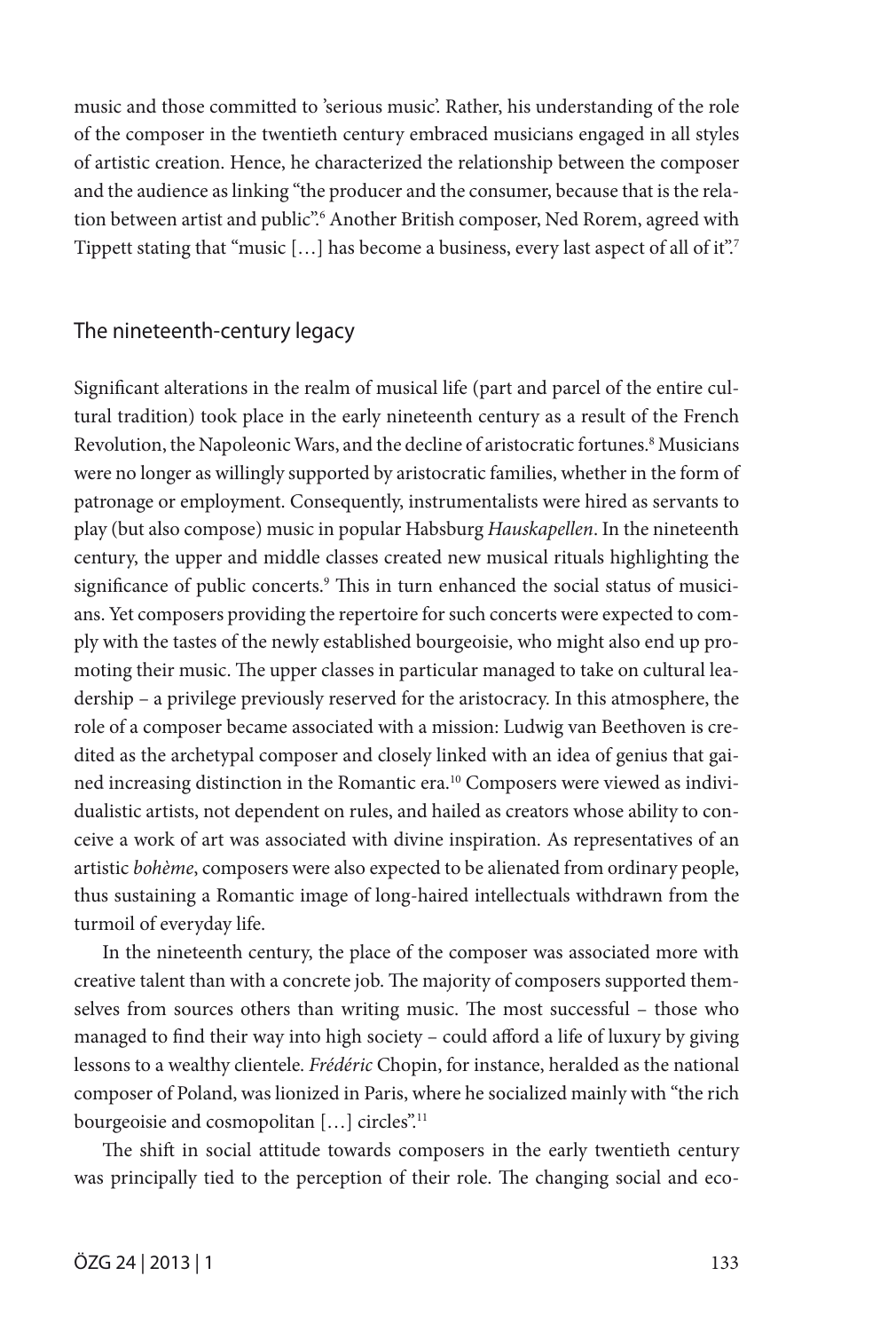music and those committed to 'serious music'. Rather, his understanding of the role of the composer in the twentieth century embraced musicians engaged in all styles of artistic creation. Hence, he characterized the relationship between the composer and the audience as linking "the producer and the consumer, because that is the relation between artist and public".[6] Another British composer, Ned Rorem, agreed with Tippett stating that "music […] has become a business, every last aspect of all of it".[7]

## The nineteenth-century legacy

Significant alterations in the realm of musical life (part and parcel of the entire cultural tradition) took place in the early nineteenth century as a result of the French Revolution, the Napoleonic Wars, and the decline of aristocratic fortunes.[8] Musicians were no longer as willingly supported by aristocratic families, whether in the form of patronage or employment. Consequently, instrumentalists were hired as servants to play (but also compose) music in popular Habsburg *Hauskapellen*. In the nineteenth century, the upper and middle classes created new musical rituals highlighting the significance of public concerts.[9] This in turn enhanced the social status of musicians. Yet composers providing the repertoire for such concerts were expected to comply with the tastes of the newly established bourgeoisie, who might also end up promoting their music. The upper classes in particular managed to take on cultural leadership – a privilege previously reserved for the aristocracy. In this atmosphere, the role of a composer became associated with a mission: Ludwig van Beethoven is credited as the archetypal composer and closely linked with an idea of genius that gained increasing distinction in the Romantic era.[10] Composers were viewed as individualistic artists, not dependent on rules, and hailed as creators whose ability to conceive a work of art was associated with divine inspiration. As representatives of an artistic *bohème*, composers were also expected to be alienated from ordinary people, thus sustaining a Romantic image of long-haired intellectuals withdrawn from the turmoil of everyday life.

In the nineteenth century, the place of the composer was associated more with creative talent than with a concrete job. The majority of composers supported themselves from sources others than writing music. The most successful – those who managed to find their way into high society – could afford a life of luxury by giving lessons to a wealthy clientele. *Frédéric* Chopin, for instance, heralded as the national composer of Poland, was lionized in Paris, where he socialized mainly with "the rich bourgeoisie and cosmopolitan […] circles".[11]

The shift in social attitude towards composers in the early twentieth century was principally tied to the perception of their role. The changing social and eco-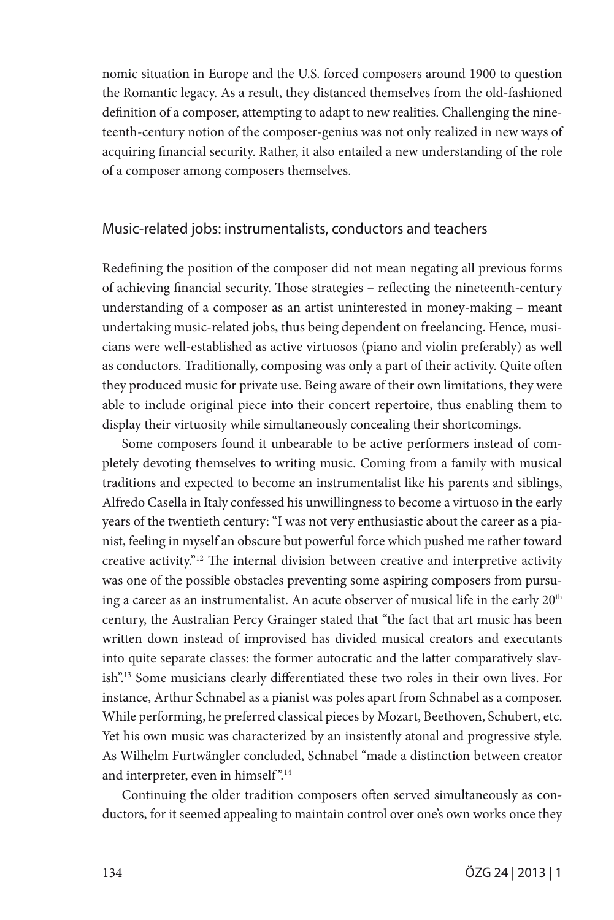nomic situation in Europe and the U.S. forced composers around 1900 to question the Romantic legacy. As a result, they distanced themselves from the old-fashioned definition of a composer, attempting to adapt to new realities. Challenging the nineteenth-century notion of the composer-genius was not only realized in new ways of acquiring financial security. Rather, it also entailed a new understanding of the role of a composer among composers themselves.

## Music-related jobs: instrumentalists, conductors and teachers

Redefining the position of the composer did not mean negating all previous forms of achieving financial security. Those strategies – reflecting the nineteenth-century understanding of a composer as an artist uninterested in money-making – meant undertaking music-related jobs, thus being dependent on freelancing. Hence, musicians were well-established as active virtuosos (piano and violin preferably) as well as conductors. Traditionally, composing was only a part of their activity. Quite often they produced music for private use. Being aware of their own limitations, they were able to include original piece into their concert repertoire, thus enabling them to display their virtuosity while simultaneously concealing their shortcomings.

Some composers found it unbearable to be active performers instead of completely devoting themselves to writing music. Coming from a family with musical traditions and expected to become an instrumentalist like his parents and siblings, Alfredo Casella in Italy confessed his unwillingness to become a virtuoso in the early years of the twentieth century: "I was not very enthusiastic about the career as a pianist, feeling in myself an obscure but powerful force which pushed me rather toward creative activity."[12] The internal division between creative and interpretive activity was one of the possible obstacles preventing some aspiring composers from pursuing a career as an instrumentalist. An acute observer of musical life in the early 20th century, the Australian Percy Grainger stated that "the fact that art music has been written down instead of improvised has divided musical creators and executants into quite separate classes: the former autocratic and the latter comparatively slavish".[13] Some musicians clearly differentiated these two roles in their own lives. For instance, Arthur Schnabel as a pianist was poles apart from Schnabel as a composer. While performing, he preferred classical pieces by Mozart, Beethoven, Schubert, etc. Yet his own music was characterized by an insistently atonal and progressive style. As Wilhelm Furtwängler concluded, Schnabel "made a distinction between creator and interpreter, even in himself".[14]

Continuing the older tradition composers often served simultaneously as conductors, for it seemed appealing to maintain control over one's own works once they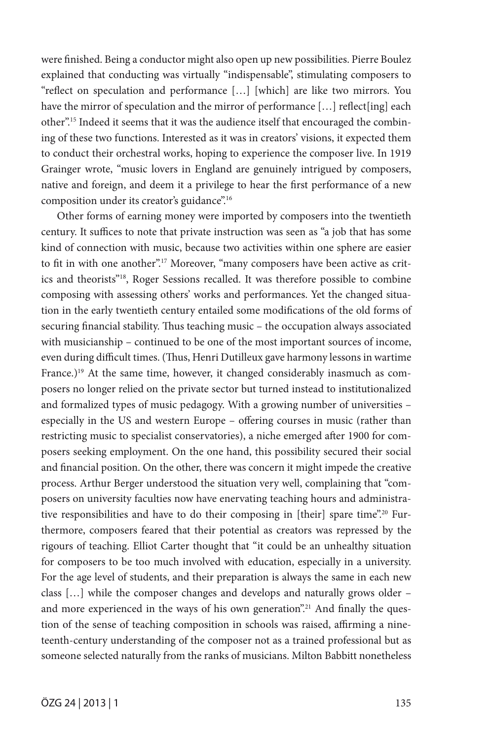were finished. Being a conductor might also open up new possibilities. Pierre Boulez explained that conducting was virtually "indispensable", stimulating composers to "reflect on speculation and performance […] [which] are like two mirrors. You have the mirror of speculation and the mirror of performance […] reflect[ing] each other".[15] Indeed it seems that it was the audience itself that encouraged the combining of these two functions. Interested as it was in creators' visions, it expected them to conduct their orchestral works, hoping to experience the composer live. In 1919 Grainger wrote, "music lovers in England are genuinely intrigued by composers, native and foreign, and deem it a privilege to hear the first performance of a new composition under its creator's guidance".[16]

Other forms of earning money were imported by composers into the twentieth century. It suffices to note that private instruction was seen as "a job that has some kind of connection with music, because two activities within one sphere are easier to fit in with one another".[17] Moreover, "many composers have been active as critics and theorists"[18], Roger Sessions recalled. It was therefore possible to combine composing with assessing others' works and performances. Yet the changed situation in the early twentieth century entailed some modifications of the old forms of securing financial stability. Thus teaching music – the occupation always associated with musicianship – continued to be one of the most important sources of income, even during difficult times. (Thus, Henri Dutilleux gave harmony lessons in wartime France.)[19] At the same time, however, it changed considerably inasmuch as composers no longer relied on the private sector but turned instead to institutionalized and formalized types of music pedagogy. With a growing number of universities – especially in the US and western Europe – offering courses in music (rather than restricting music to specialist conservatories), a niche emerged after 1900 for composers seeking employment. On the one hand, this possibility secured their social and financial position. On the other, there was concern it might impede the creative process. Arthur Berger understood the situation very well, complaining that "composers on university faculties now have enervating teaching hours and administrative responsibilities and have to do their composing in [their] spare time".[20] Furthermore, composers feared that their potential as creators was repressed by the rigours of teaching. Elliot Carter thought that "it could be an unhealthy situation for composers to be too much involved with education, especially in a university. For the age level of students, and their preparation is always the same in each new class […] while the composer changes and develops and naturally grows older – and more experienced in the ways of his own generation".[21] And finally the question of the sense of teaching composition in schools was raised, affirming a nineteenth-century understanding of the composer not as a trained professional but as someone selected naturally from the ranks of musicians. Milton Babbitt nonetheless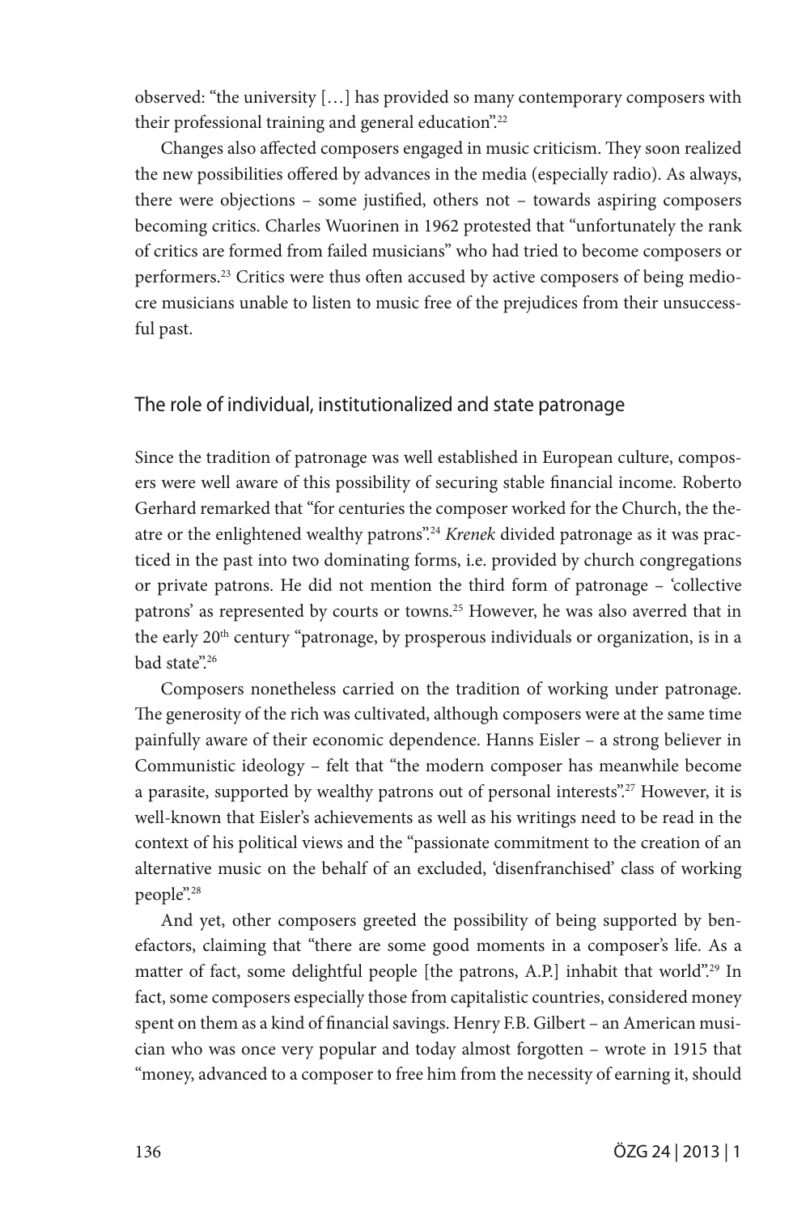observed: "the university […] has provided so many contemporary composers with their professional training and general education".[22]

Changes also affected composers engaged in music criticism. They soon realized the new possibilities offered by advances in the media (especially radio). As always, there were objections – some justified, others not – towards aspiring composers becoming critics. Charles Wuorinen in 1962 protested that "unfortunately the rank of critics are formed from failed musicians" who had tried to become composers or performers.[23] Critics were thus often accused by active composers of being mediocre musicians unable to listen to music free of the prejudices from their unsuccessful past.

## The role of individual, institutionalized and state patronage

Since the tradition of patronage was well established in European culture, composers were well aware of this possibility of securing stable financial income. Roberto Gerhard remarked that "for centuries the composer worked for the Church, the theatre or the enlightened wealthy patrons".[24] *Krenek* divided patronage as it was practiced in the past into two dominating forms, i.e. provided by church congregations or private patrons. He did not mention the third form of patronage – 'collective patrons' as represented by courts or towns.[25] However, he was also averred that in the early 20th century "patronage, by prosperous individuals or organization, is in a bad state".[26]

Composers nonetheless carried on the tradition of working under patronage. The generosity of the rich was cultivated, although composers were at the same time painfully aware of their economic dependence. Hanns Eisler – a strong believer in Communistic ideology – felt that "the modern composer has meanwhile become a parasite, supported by wealthy patrons out of personal interests".[27] However, it is well-known that Eisler's achievements as well as his writings need to be read in the context of his political views and the "passionate commitment to the creation of an alternative music on the behalf of an excluded, 'disenfranchised' class of working people".[28]

And yet, other composers greeted the possibility of being supported by benefactors, claiming that "there are some good moments in a composer's life. As a matter of fact, some delightful people [the patrons, A.P.] inhabit that world".[29] In fact, some composers especially those from capitalistic countries, considered money spent on them as a kind of financial savings. Henry F.B. Gilbert – an American musician who was once very popular and today almost forgotten – wrote in 1915 that "money, advanced to a composer to free him from the necessity of earning it, should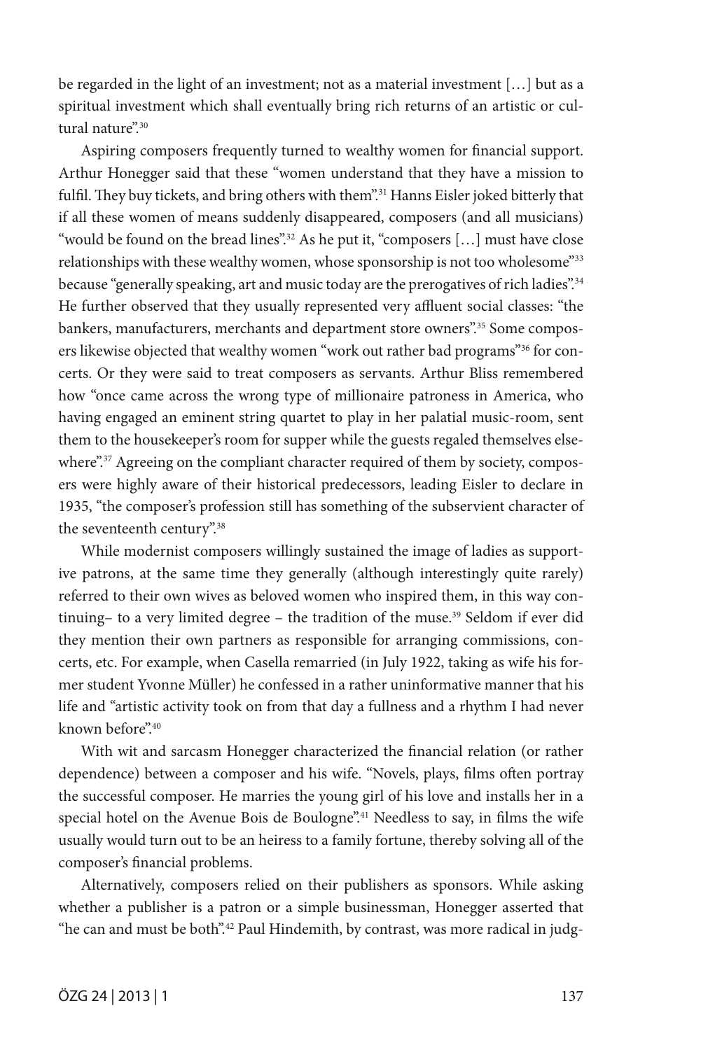be regarded in the light of an investment; not as a material investment […] but as a spiritual investment which shall eventually bring rich returns of an artistic or cultural nature".[30]

Aspiring composers frequently turned to wealthy women for financial support. Arthur Honegger said that these "women understand that they have a mission to fulfil. They buy tickets, and bring others with them".[31] Hanns Eisler joked bitterly that if all these women of means suddenly disappeared, composers (and all musicians) "would be found on the bread lines".[32] As he put it, "composers […] must have close relationships with these wealthy women, whose sponsorship is not too wholesome"[33] because "generally speaking, art and music today are the prerogatives of rich ladies".[34] He further observed that they usually represented very affluent social classes: "the bankers, manufacturers, merchants and department store owners".[35] Some composers likewise objected that wealthy women "work out rather bad programs"[36] for concerts. Or they were said to treat composers as servants. Arthur Bliss remembered how "once came across the wrong type of millionaire patroness in America, who having engaged an eminent string quartet to play in her palatial music-room, sent them to the housekeeper's room for supper while the guests regaled themselves elsewhere".[37] Agreeing on the compliant character required of them by society, composers were highly aware of their historical predecessors, leading Eisler to declare in 1935, "the composer's profession still has something of the subservient character of the seventeenth century".[38]

While modernist composers willingly sustained the image of ladies as supportive patrons, at the same time they generally (although interestingly quite rarely) referred to their own wives as beloved women who inspired them, in this way continuing– to a very limited degree – the tradition of the muse.[39] Seldom if ever did they mention their own partners as responsible for arranging commissions, concerts, etc. For example, when Casella remarried (in July 1922, taking as wife his former student Yvonne Müller) he confessed in a rather uninformative manner that his life and "artistic activity took on from that day a fullness and a rhythm I had never known before".[40]

With wit and sarcasm Honegger characterized the financial relation (or rather dependence) between a composer and his wife. "Novels, plays, films often portray the successful composer. He marries the young girl of his love and installs her in a special hotel on the Avenue Bois de Boulogne".[41] Needless to say, in films the wife usually would turn out to be an heiress to a family fortune, thereby solving all of the composer's financial problems.

Alternatively, composers relied on their publishers as sponsors. While asking whether a publisher is a patron or a simple businessman, Honegger asserted that "he can and must be both".[42] Paul Hindemith, by contrast, was more radical in judg-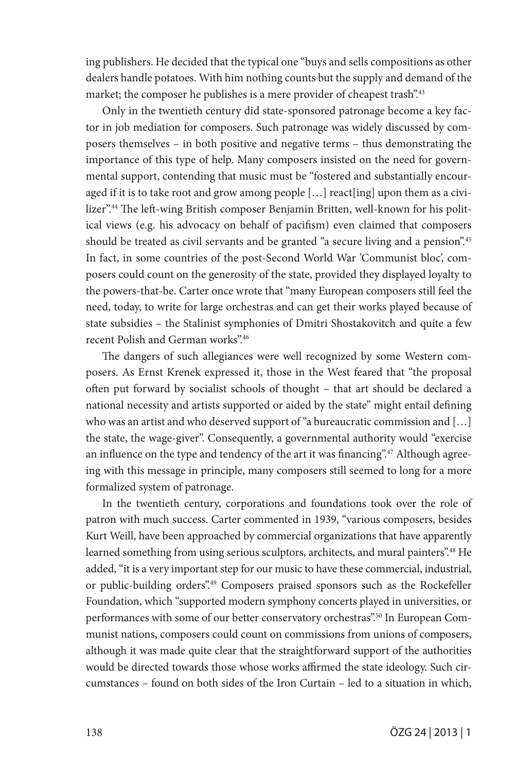ing publishers. He decided that the typical one "buys and sells compositions as other dealers handle potatoes. With him nothing counts but the supply and demand of the market; the composer he publishes is a mere provider of cheapest trash".[43]

Only in the twentieth century did state-sponsored patronage become a key factor in job mediation for composers. Such patronage was widely discussed by composers themselves – in both positive and negative terms – thus demonstrating the importance of this type of help. Many composers insisted on the need for governmental support, contending that music must be "fostered and substantially encouraged if it is to take root and grow among people […] react[ing] upon them as a civilizer".[44] The left-wing British composer Benjamin Britten, well-known for his political views (e.g. his advocacy on behalf of pacifism) even claimed that composers should be treated as civil servants and be granted "a secure living and a pension".[45] In fact, in some countries of the post-Second World War 'Communist bloc', composers could count on the generosity of the state, provided they displayed loyalty to the powers-that-be. Carter once wrote that "many European composers still feel the need, today, to write for large orchestras and can get their works played because of state subsidies – the Stalinist symphonies of Dmitri Shostakovitch and quite a few recent Polish and German works".[46]

The dangers of such allegiances were well recognized by some Western composers. As Ernst Krenek expressed it, those in the West feared that "the proposal often put forward by socialist schools of thought – that art should be declared a national necessity and artists supported or aided by the state" might entail defining who was an artist and who deserved support of "a bureaucratic commission and […] the state, the wage-giver". Consequently, a governmental authority would "exercise an influence on the type and tendency of the art it was financing".[47] Although agreeing with this message in principle, many composers still seemed to long for a more formalized system of patronage.

In the twentieth century, corporations and foundations took over the role of patron with much success. Carter commented in 1939, "various composers, besides Kurt Weill, have been approached by commercial organizations that have apparently learned something from using serious sculptors, architects, and mural painters".[48] He added, "it is a very important step for our music to have these commercial, industrial, or public-building orders".[49] Composers praised sponsors such as the Rockefeller Foundation, which "supported modern symphony concerts played in universities, or performances with some of our better conservatory orchestras".[50] In European Communist nations, composers could count on commissions from unions of composers, although it was made quite clear that the straightforward support of the authorities would be directed towards those whose works affirmed the state ideology. Such circumstances – found on both sides of the Iron Curtain – led to a situation in which,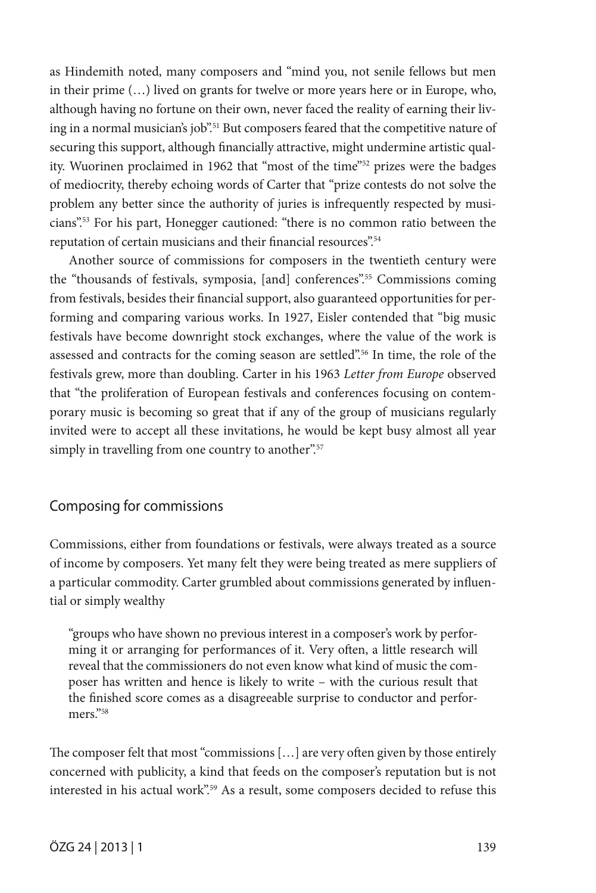as Hindemith noted, many composers and "mind you, not senile fellows but men in their prime (…) lived on grants for twelve or more years here or in Europe, who, although having no fortune on their own, never faced the reality of earning their living in a normal musician's job".[51] But composers feared that the competitive nature of securing this support, although financially attractive, might undermine artistic quality. Wuorinen proclaimed in 1962 that "most of the time"[52] prizes were the badges of mediocrity, thereby echoing words of Carter that "prize contests do not solve the problem any better since the authority of juries is infrequently respected by musicians".[53] For his part, Honegger cautioned: "there is no common ratio between the reputation of certain musicians and their financial resources".[54]

Another source of commissions for composers in the twentieth century were the "thousands of festivals, symposia, [and] conferences".[55] Commissions coming from festivals, besides their financial support, also guaranteed opportunities for performing and comparing various works. In 1927, Eisler contended that "big music festivals have become downright stock exchanges, where the value of the work is assessed and contracts for the coming season are settled".[56] In time, the role of the festivals grew, more than doubling. Carter in his 1963 *Letter from Europe* observed that "the proliferation of European festivals and conferences focusing on contemporary music is becoming so great that if any of the group of musicians regularly invited were to accept all these invitations, he would be kept busy almost all year simply in travelling from one country to another".[57]

## Composing for commissions

Commissions, either from foundations or festivals, were always treated as a source of income by composers. Yet many felt they were being treated as mere suppliers of a particular commodity. Carter grumbled about commissions generated by influential or simply wealthy

> "groups who have shown no previous interest in a composer's work by performing it or arranging for performances of it. Very often, a little research will reveal that the commissioners do not even know what kind of music the composer has written and hence is likely to write – with the curious result that the finished score comes as a disagreeable surprise to conductor and performers."[58]

The composer felt that most "commissions […] are very often given by those entirely concerned with publicity, a kind that feeds on the composer's reputation but is not interested in his actual work".[59] As a result, some composers decided to refuse this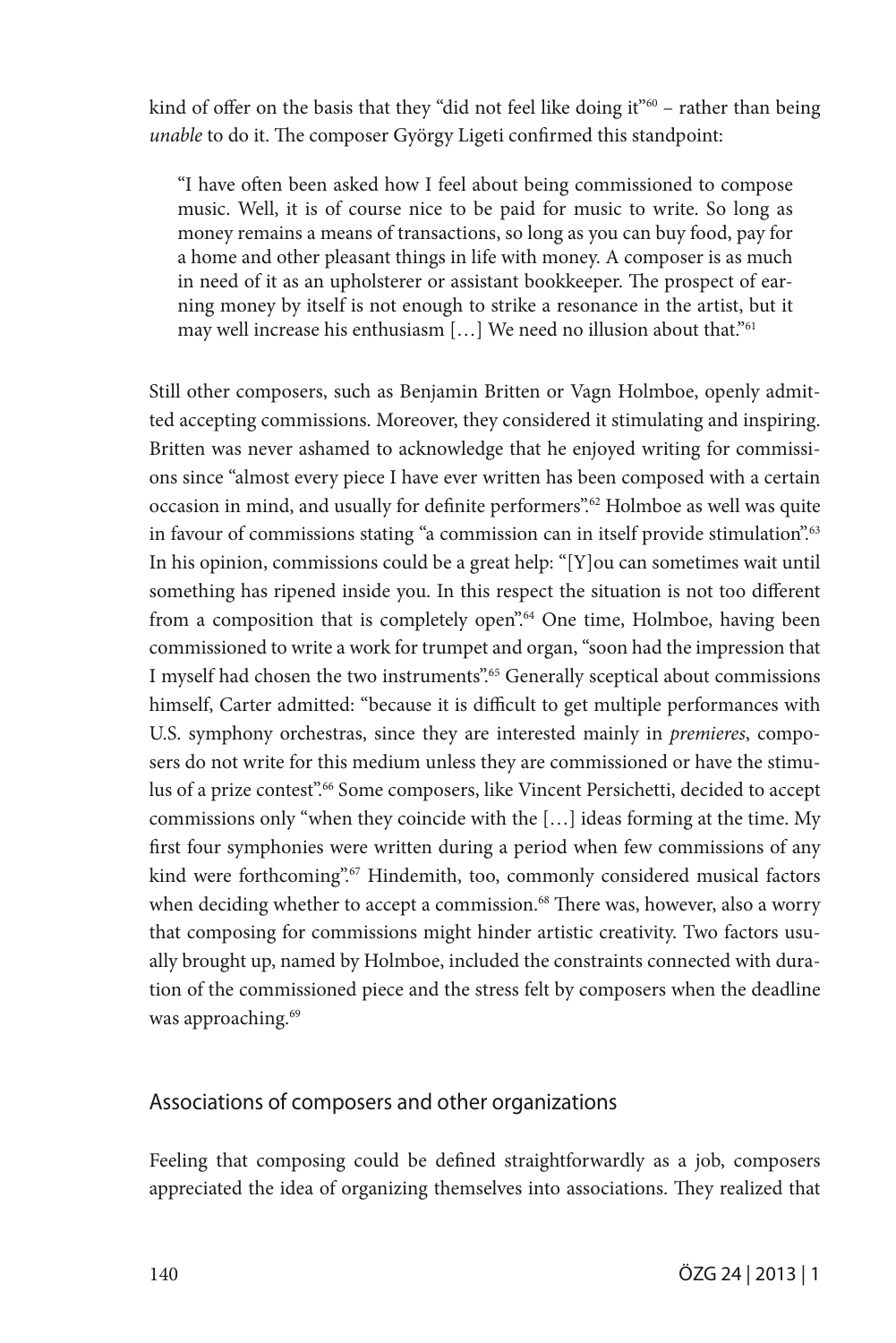kind of offer on the basis that they "did not feel like doing it"[60] – rather than being *unable* to do it. The composer György Ligeti confirmed this standpoint:

> "I have often been asked how I feel about being commissioned to compose music. Well, it is of course nice to be paid for music to write. So long as money remains a means of transactions, so long as you can buy food, pay for a home and other pleasant things in life with money. A composer is as much in need of it as an upholsterer or assistant bookkeeper. The prospect of earning money by itself is not enough to strike a resonance in the artist, but it may well increase his enthusiasm […] We need no illusion about that."[61]

Still other composers, such as Benjamin Britten or Vagn Holmboe, openly admitted accepting commissions. Moreover, they considered it stimulating and inspiring. Britten was never ashamed to acknowledge that he enjoyed writing for commissions since "almost every piece I have ever written has been composed with a certain occasion in mind, and usually for definite performers".[62] Holmboe as well was quite in favour of commissions stating "a commission can in itself provide stimulation".[63] In his opinion, commissions could be a great help: "[Y]ou can sometimes wait until something has ripened inside you. In this respect the situation is not too different from a composition that is completely open".[64] One time, Holmboe, having been commissioned to write a work for trumpet and organ, "soon had the impression that I myself had chosen the two instruments".[65] Generally sceptical about commissions himself, Carter admitted: "because it is difficult to get multiple performances with U.S. symphony orchestras, since they are interested mainly in *premieres*, composers do not write for this medium unless they are commissioned or have the stimulus of a prize contest".[66] Some composers, like Vincent Persichetti, decided to accept commissions only "when they coincide with the […] ideas forming at the time. My first four symphonies were written during a period when few commissions of any kind were forthcoming".[67] Hindemith, too, commonly considered musical factors when deciding whether to accept a commission.[68] There was, however, also a worry that composing for commissions might hinder artistic creativity. Two factors usually brought up, named by Holmboe, included the constraints connected with duration of the commissioned piece and the stress felt by composers when the deadline was approaching.[69]

## Associations of composers and other organizations

Feeling that composing could be defined straightforwardly as a job, composers appreciated the idea of organizing themselves into associations. They realized that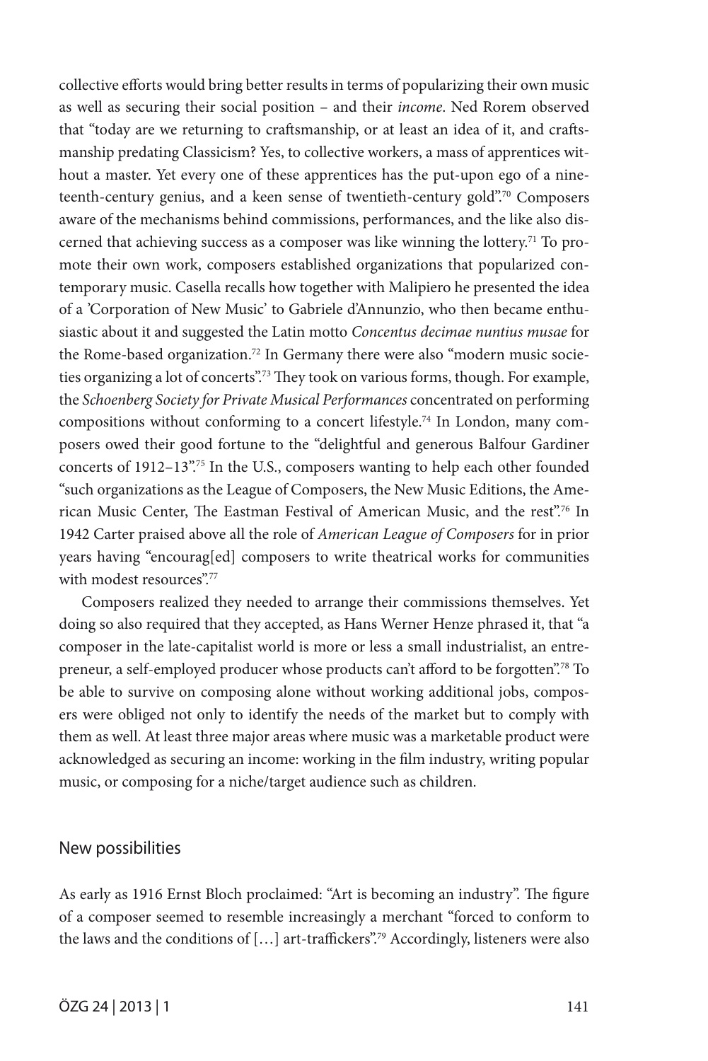collective efforts would bring better results in terms of popularizing their own music as well as securing their social position – and their *income*. Ned Rorem observed that "today are we returning to craftsmanship, or at least an idea of it, and craftsmanship predating Classicism? Yes, to collective workers, a mass of apprentices without a master. Yet every one of these apprentices has the put-upon ego of a nineteenth-century genius, and a keen sense of twentieth-century gold".[70] Composers aware of the mechanisms behind commissions, performances, and the like also discerned that achieving success as a composer was like winning the lottery.[71] To promote their own work, composers established organizations that popularized contemporary music. Casella recalls how together with Malipiero he presented the idea of a 'Corporation of New Music' to Gabriele d'Annunzio, who then became enthusiastic about it and suggested the Latin motto *Concentus decimae nuntius musae* for the Rome-based organization.[72] In Germany there were also "modern music societies organizing a lot of concerts".[73] They took on various forms, though. For example, the *Schoenberg Society for Private Musical Performances* concentrated on performing compositions without conforming to a concert lifestyle.[74] In London, many composers owed their good fortune to the "delightful and generous Balfour Gardiner concerts of 1912–13".[75] In the U.S., composers wanting to help each other founded "such organizations as the League of Composers, the New Music Editions, the American Music Center, The Eastman Festival of American Music, and the rest".[76] In 1942 Carter praised above all the role of *American League of Composers* for in prior years having "encourag[ed] composers to write theatrical works for communities with modest resources".[77]

Composers realized they needed to arrange their commissions themselves. Yet doing so also required that they accepted, as Hans Werner Henze phrased it, that "a composer in the late-capitalist world is more or less a small industrialist, an entrepreneur, a self-employed producer whose products can't afford to be forgotten".[78] To be able to survive on composing alone without working additional jobs, composers were obliged not only to identify the needs of the market but to comply with them as well. At least three major areas where music was a marketable product were acknowledged as securing an income: working in the film industry, writing popular music, or composing for a niche/target audience such as children.

## New possibilities

As early as 1916 Ernst Bloch proclaimed: "Art is becoming an industry". The figure of a composer seemed to resemble increasingly a merchant "forced to conform to the laws and the conditions of […] art-traffickers".[79] Accordingly, listeners were also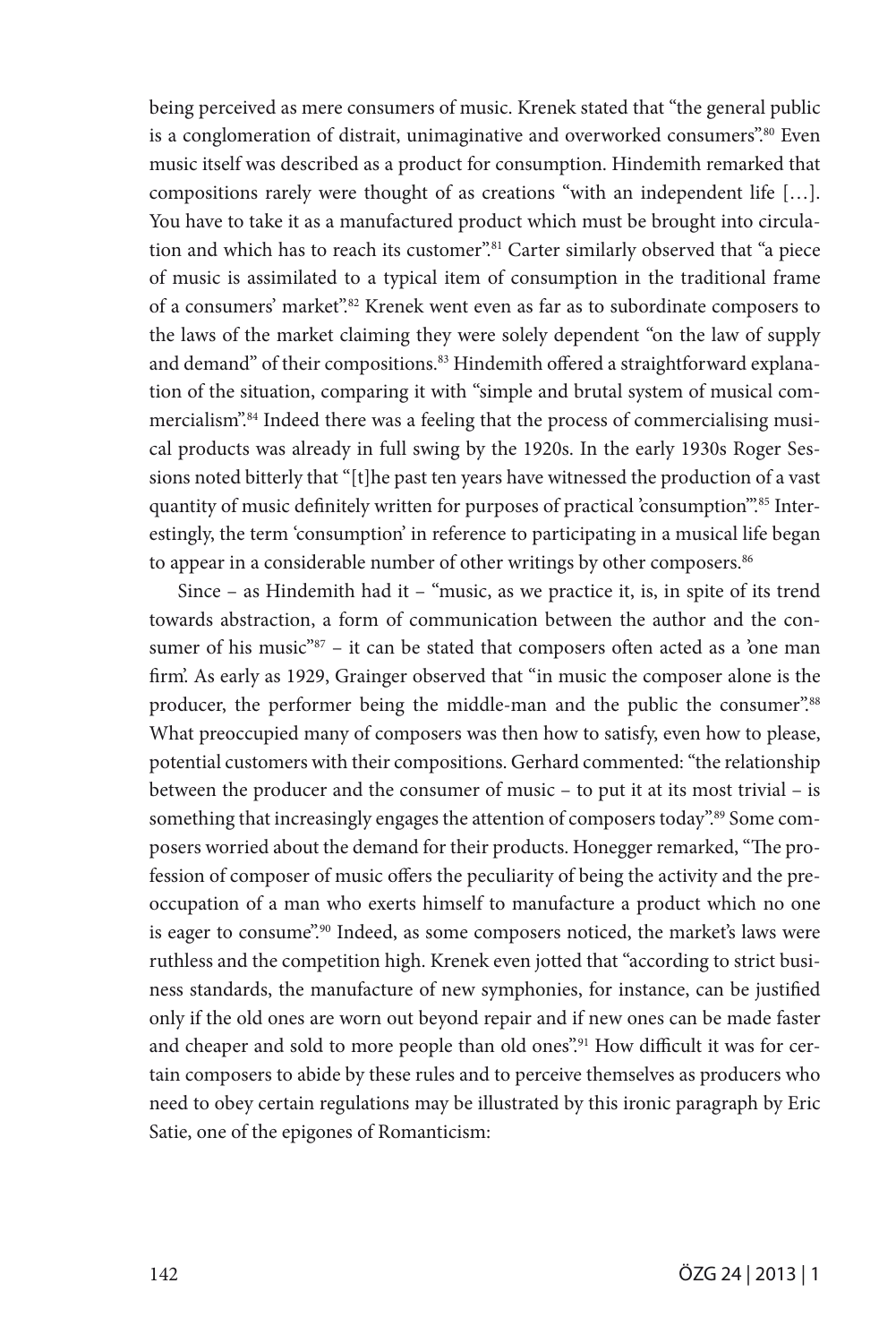being perceived as mere consumers of music. Krenek stated that "the general public is a conglomeration of distrait, unimaginative and overworked consumers".[80] Even music itself was described as a product for consumption. Hindemith remarked that compositions rarely were thought of as creations "with an independent life […]. You have to take it as a manufactured product which must be brought into circulation and which has to reach its customer".[81] Carter similarly observed that "a piece of music is assimilated to a typical item of consumption in the traditional frame of a consumers' market".[82] Krenek went even as far as to subordinate composers to the laws of the market claiming they were solely dependent "on the law of supply and demand" of their compositions.[83] Hindemith offered a straightforward explanation of the situation, comparing it with "simple and brutal system of musical commercialism".[84] Indeed there was a feeling that the process of commercialising musical products was already in full swing by the 1920s. In the early 1930s Roger Sessions noted bitterly that "[t]he past ten years have witnessed the production of a vast quantity of music definitely written for purposes of practical 'consumption'".[85] Interestingly, the term 'consumption' in reference to participating in a musical life began to appear in a considerable number of other writings by other composers.[86]

Since – as Hindemith had it – "music, as we practice it, is, in spite of its trend towards abstraction, a form of communication between the author and the consumer of his music"[87] – it can be stated that composers often acted as a 'one man firm'. As early as 1929, Grainger observed that "in music the composer alone is the producer, the performer being the middle-man and the public the consumer".[88] What preoccupied many of composers was then how to satisfy, even how to please, potential customers with their compositions. Gerhard commented: "the relationship between the producer and the consumer of music – to put it at its most trivial – is something that increasingly engages the attention of composers today".[89] Some composers worried about the demand for their products. Honegger remarked, "The profession of composer of music offers the peculiarity of being the activity and the preoccupation of a man who exerts himself to manufacture a product which no one is eager to consume".[90] Indeed, as some composers noticed, the market's laws were ruthless and the competition high. Krenek even jotted that "according to strict business standards, the manufacture of new symphonies, for instance, can be justified only if the old ones are worn out beyond repair and if new ones can be made faster and cheaper and sold to more people than old ones".[91] How difficult it was for certain composers to abide by these rules and to perceive themselves as producers who need to obey certain regulations may be illustrated by this ironic paragraph by Eric Satie, one of the epigones of Romanticism: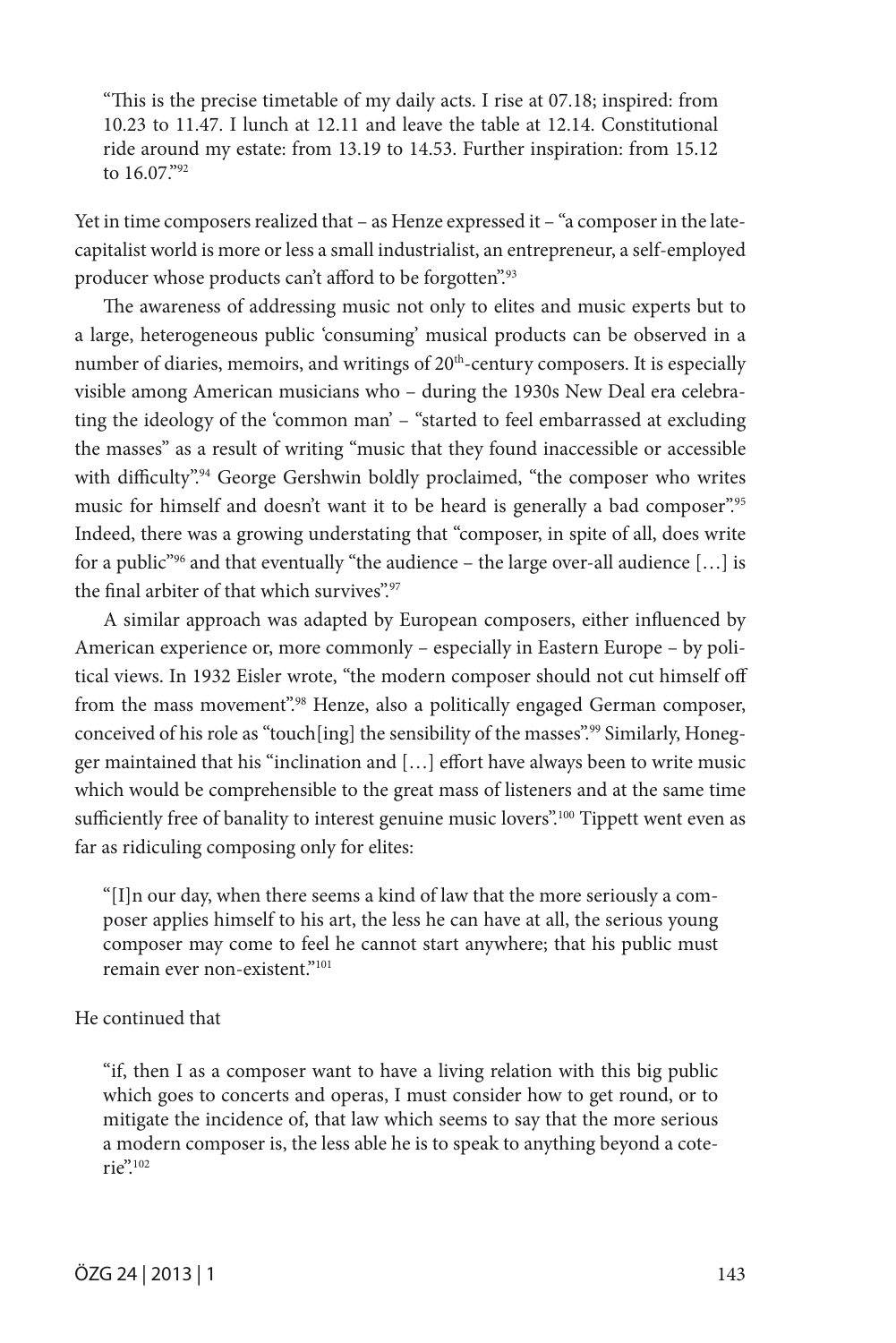> "This is the precise timetable of my daily acts. I rise at 07.18; inspired: from 10.23 to 11.47. I lunch at 12.11 and leave the table at 12.14. Constitutional ride around my estate: from 13.19 to 14.53. Further inspiration: from 15.12 to 16.07."[92]

Yet in time composers realized that – as Henze expressed it – "a composer in the late-capitalist world is more or less a small industrialist, an entrepreneur, a self-employed producer whose products can't afford to be forgotten".[93]

The awareness of addressing music not only to elites and music experts but to a large, heterogeneous public 'consuming' musical products can be observed in a number of diaries, memoirs, and writings of 20th-century composers. It is especially visible among American musicians who – during the 1930s New Deal era celebrating the ideology of the 'common man' – "started to feel embarrassed at excluding the masses" as a result of writing "music that they found inaccessible or accessible with difficulty".[94] George Gershwin boldly proclaimed, "the composer who writes music for himself and doesn't want it to be heard is generally a bad composer".[95] Indeed, there was a growing understating that "composer, in spite of all, does write for a public"[96] and that eventually "the audience – the large over-all audience […] is the final arbiter of that which survives".[97]

A similar approach was adapted by European composers, either influenced by American experience or, more commonly – especially in Eastern Europe – by political views. In 1932 Eisler wrote, "the modern composer should not cut himself off from the mass movement".[98] Henze, also a politically engaged German composer, conceived of his role as "touch[ing] the sensibility of the masses".[99] Similarly, Honegger maintained that his "inclination and […] effort have always been to write music which would be comprehensible to the great mass of listeners and at the same time sufficiently free of banality to interest genuine music lovers".[100] Tippett went even as far as ridiculing composing only for elites:

> "[I]n our day, when there seems a kind of law that the more seriously a composer applies himself to his art, the less he can have at all, the serious young composer may come to feel he cannot start anywhere; that his public must remain ever non-existent."[101]

He continued that

> "if, then I as a composer want to have a living relation with this big public which goes to concerts and operas, I must consider how to get round, or to mitigate the incidence of, that law which seems to say that the more serious a modern composer is, the less able he is to speak to anything beyond a coterie".[102]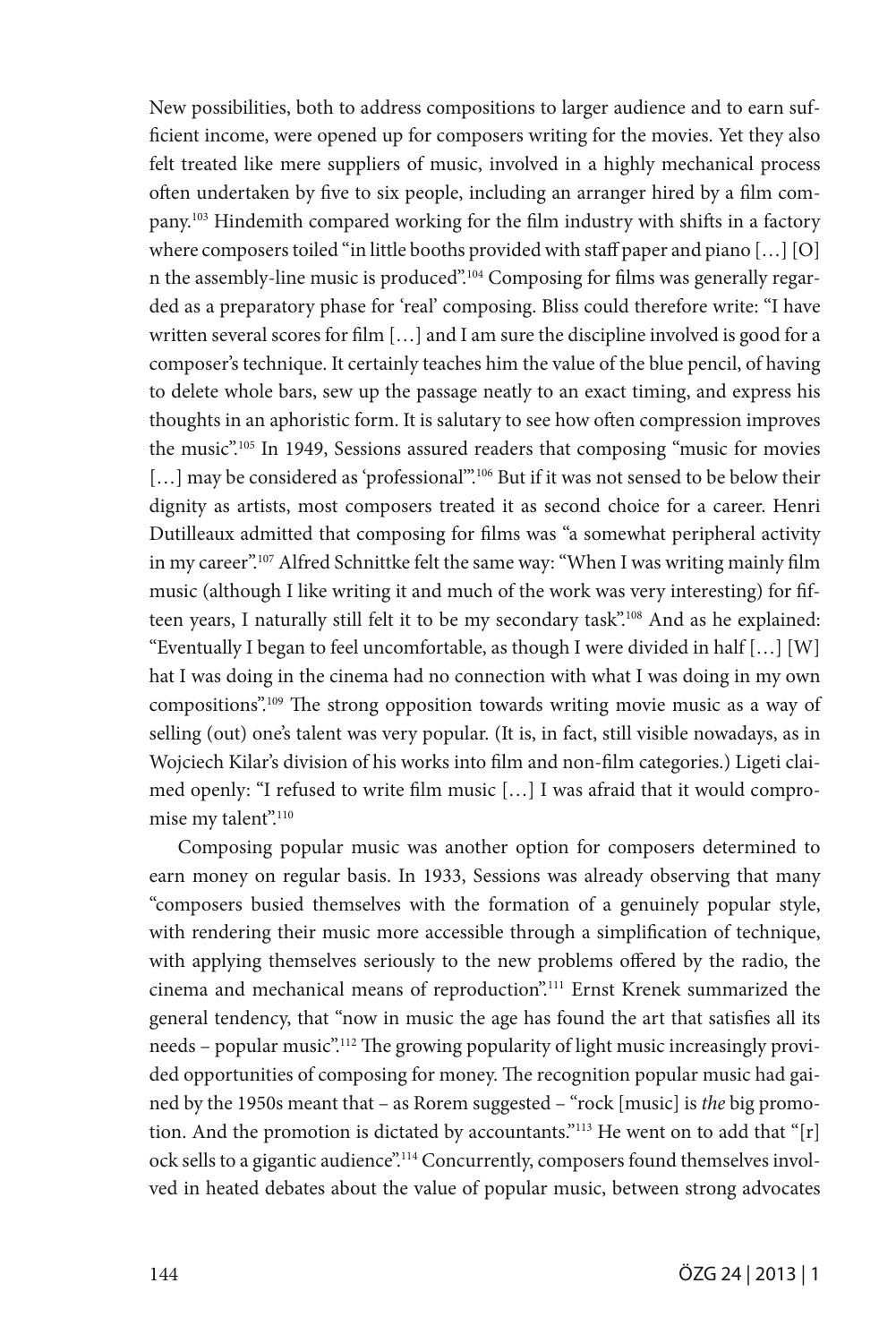New possibilities, both to address compositions to larger audience and to earn sufficient income, were opened up for composers writing for the movies. Yet they also felt treated like mere suppliers of music, involved in a highly mechanical process often undertaken by five to six people, including an arranger hired by a film company.[103] Hindemith compared working for the film industry with shifts in a factory where composers toiled "in little booths provided with staff paper and piano […] [O]n the assembly-line music is produced".[104] Composing for films was generally regarded as a preparatory phase for 'real' composing. Bliss could therefore write: "I have written several scores for film […] and I am sure the discipline involved is good for a composer's technique. It certainly teaches him the value of the blue pencil, of having to delete whole bars, sew up the passage neatly to an exact timing, and express his thoughts in an aphoristic form. It is salutary to see how often compression improves the music".[105] In 1949, Sessions assured readers that composing "music for movies […] may be considered as 'professional'".[106] But if it was not sensed to be below their dignity as artists, most composers treated it as second choice for a career. Henri Dutilleaux admitted that composing for films was "a somewhat peripheral activity in my career".[107] Alfred Schnittke felt the same way: "When I was writing mainly film music (although I like writing it and much of the work was very interesting) for fifteen years, I naturally still felt it to be my secondary task".[108] And as he explained: "Eventually I began to feel uncomfortable, as though I were divided in half […] [W]hat I was doing in the cinema had no connection with what I was doing in my own compositions".[109] The strong opposition towards writing movie music as a way of selling (out) one's talent was very popular. (It is, in fact, still visible nowadays, as in Wojciech Kilar's division of his works into film and non-film categories.) Ligeti claimed openly: "I refused to write film music […] I was afraid that it would compromise my talent".[110]

Composing popular music was another option for composers determined to earn money on regular basis. In 1933, Sessions was already observing that many "composers busied themselves with the formation of a genuinely popular style, with rendering their music more accessible through a simplification of technique, with applying themselves seriously to the new problems offered by the radio, the cinema and mechanical means of reproduction".[111] Ernst Krenek summarized the general tendency, that "now in music the age has found the art that satisfies all its needs – popular music".[112] The growing popularity of light music increasingly provided opportunities of composing for money. The recognition popular music had gained by the 1950s meant that – as Rorem suggested – "rock [music] is *the* big promotion. And the promotion is dictated by accountants."[113] He went on to add that "[r]ock sells to a gigantic audience".[114] Concurrently, composers found themselves involved in heated debates about the value of popular music, between strong advocates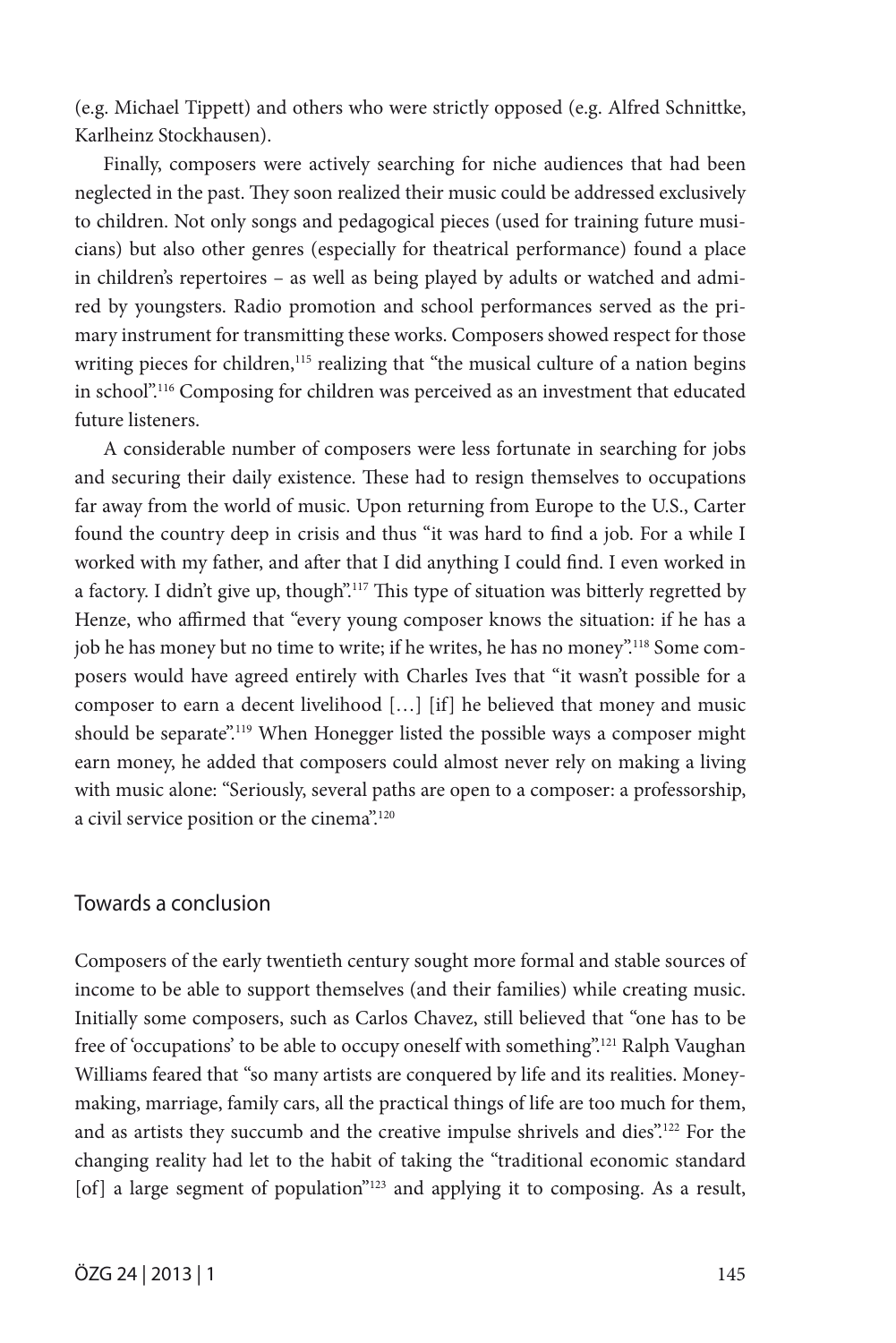(e.g. Michael Tippett) and others who were strictly opposed (e.g. Alfred Schnittke, Karlheinz Stockhausen).

Finally, composers were actively searching for niche audiences that had been neglected in the past. They soon realized their music could be addressed exclusively to children. Not only songs and pedagogical pieces (used for training future musicians) but also other genres (especially for theatrical performance) found a place in children's repertoires – as well as being played by adults or watched and admired by youngsters. Radio promotion and school performances served as the primary instrument for transmitting these works. Composers showed respect for those writing pieces for children,[115] realizing that "the musical culture of a nation begins in school".[116] Composing for children was perceived as an investment that educated future listeners.

A considerable number of composers were less fortunate in searching for jobs and securing their daily existence. These had to resign themselves to occupations far away from the world of music. Upon returning from Europe to the U.S., Carter found the country deep in crisis and thus "it was hard to find a job. For a while I worked with my father, and after that I did anything I could find. I even worked in a factory. I didn't give up, though".[117] This type of situation was bitterly regretted by Henze, who affirmed that "every young composer knows the situation: if he has a job he has money but no time to write; if he writes, he has no money".[118] Some composers would have agreed entirely with Charles Ives that "it wasn't possible for a composer to earn a decent livelihood […] [if] he believed that money and music should be separate".[119] When Honegger listed the possible ways a composer might earn money, he added that composers could almost never rely on making a living with music alone: "Seriously, several paths are open to a composer: a professorship, a civil service position or the cinema".[120]

## Towards a conclusion

Composers of the early twentieth century sought more formal and stable sources of income to be able to support themselves (and their families) while creating music. Initially some composers, such as Carlos Chavez, still believed that "one has to be free of 'occupations' to be able to occupy oneself with something".[121] Ralph Vaughan Williams feared that "so many artists are conquered by life and its realities. Money-making, marriage, family cars, all the practical things of life are too much for them, and as artists they succumb and the creative impulse shrivels and dies".[122] For the changing reality had let to the habit of taking the "traditional economic standard [of] a large segment of population"[123] and applying it to composing. As a result,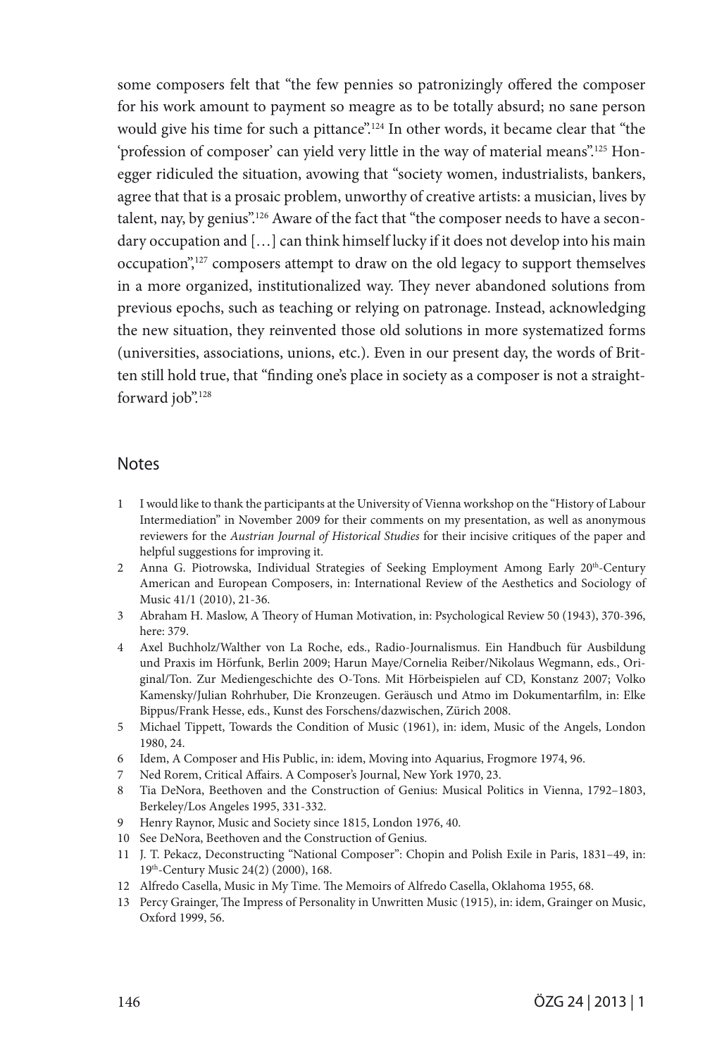some composers felt that "the few pennies so patronizingly offered the composer for his work amount to payment so meagre as to be totally absurd; no sane person would give his time for such a pittance".[124] In other words, it became clear that "the 'profession of composer' can yield very little in the way of material means".[125] Honegger ridiculed the situation, avowing that "society women, industrialists, bankers, agree that that is a prosaic problem, unworthy of creative artists: a musician, lives by talent, nay, by genius".[126] Aware of the fact that "the composer needs to have a secondary occupation and […] can think himself lucky if it does not develop into his main occupation",[127] composers attempt to draw on the old legacy to support themselves in a more organized, institutionalized way. They never abandoned solutions from previous epochs, such as teaching or relying on patronage. Instead, acknowledging the new situation, they reinvented those old solutions in more systematized forms (universities, associations, unions, etc.). Even in our present day, the words of Britten still hold true, that "finding one's place in society as a composer is not a straightforward job".[128]

## Notes

1 I would like to thank the participants at the University of Vienna workshop on the "History of Labour Intermediation" in November 2009 for their comments on my presentation, as well as anonymous reviewers for the *Austrian Journal of Historical Studies* for their incisive critiques of the paper and helpful suggestions for improving it.

2 Anna G. Piotrowska, Individual Strategies of Seeking Employment Among Early 20th-Century American and European Composers, in: International Review of the Aesthetics and Sociology of Music 41/1 (2010), 21-36.

3 Abraham H. Maslow, A Theory of Human Motivation, in: Psychological Review 50 (1943), 370-396, here: 379.

4 Axel Buchholz/Walther von La Roche, eds., Radio-Journalismus. Ein Handbuch für Ausbildung und Praxis im Hörfunk, Berlin 2009; Harun Maye/Cornelia Reiber/Nikolaus Wegmann, eds., Original/Ton. Zur Mediengeschichte des O-Tons. Mit Hörbeispielen auf CD, Konstanz 2007; Volko Kamensky/Julian Rohrhuber, Die Kronzeugen. Geräusch und Atmo im Dokumentarfilm, in: Elke Bippus/Frank Hesse, eds., Kunst des Forschens/dazwischen, Zürich 2008.

5 Michael Tippett, Towards the Condition of Music (1961), in: idem, Music of the Angels, London 1980, 24.

6 Idem, A Composer and His Public, in: idem, Moving into Aquarius, Frogmore 1974, 96.

7 Ned Rorem, Critical Affairs. A Composer's Journal, New York 1970, 23.

8 Tia DeNora, Beethoven and the Construction of Genius: Musical Politics in Vienna, 1792–1803, Berkeley/Los Angeles 1995, 331-332.

9 Henry Raynor, Music and Society since 1815, London 1976, 40.

10 See DeNora, Beethoven and the Construction of Genius.

11 J. T. Pekacz, Deconstructing "National Composer": Chopin and Polish Exile in Paris, 1831–49, in: 19th-Century Music 24(2) (2000), 168.

12 Alfredo Casella, Music in My Time. The Memoirs of Alfredo Casella, Oklahoma 1955, 68.

13 Percy Grainger, The Impress of Personality in Unwritten Music (1915), in: idem, Grainger on Music, Oxford 1999, 56.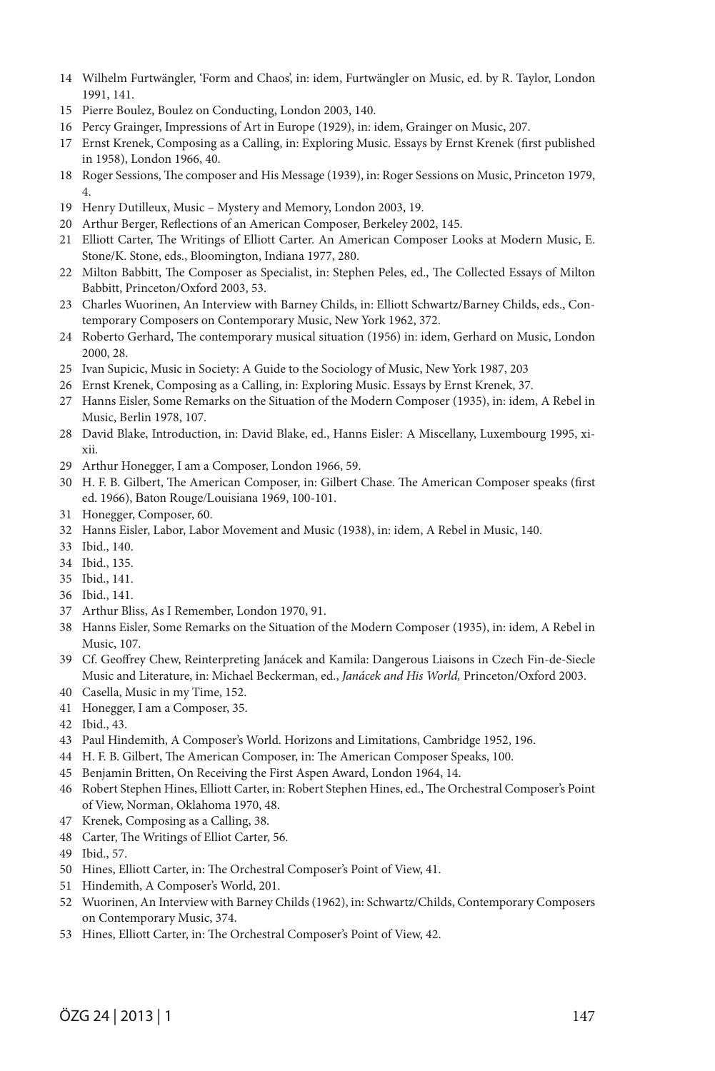14 Wilhelm Furtwängler, 'Form and Chaos', in: idem, Furtwängler on Music, ed. by R. Taylor, London 1991, 141.
15 Pierre Boulez, Boulez on Conducting, London 2003, 140.
16 Percy Grainger, Impressions of Art in Europe (1929), in: idem, Grainger on Music, 207.
17 Ernst Krenek, Composing as a Calling, in: Exploring Music. Essays by Ernst Krenek (first published in 1958), London 1966, 40.
18 Roger Sessions, The composer and His Message (1939), in: Roger Sessions on Music, Princeton 1979, 4.
19 Henry Dutilleux, Music – Mystery and Memory, London 2003, 19.
20 Arthur Berger, Reflections of an American Composer, Berkeley 2002, 145.
21 Elliott Carter, The Writings of Elliott Carter. An American Composer Looks at Modern Music, E. Stone/K. Stone, eds., Bloomington, Indiana 1977, 280.
22 Milton Babbitt, The Composer as Specialist, in: Stephen Peles, ed., The Collected Essays of Milton Babbitt, Princeton/Oxford 2003, 53.
23 Charles Wuorinen, An Interview with Barney Childs, in: Elliott Schwartz/Barney Childs, eds., Contemporary Composers on Contemporary Music, New York 1962, 372.
24 Roberto Gerhard, The contemporary musical situation (1956) in: idem, Gerhard on Music, London 2000, 28.
25 Ivan Supicic, Music in Society: A Guide to the Sociology of Music, New York 1987, 203
26 Ernst Krenek, Composing as a Calling, in: Exploring Music. Essays by Ernst Krenek, 37.
27 Hanns Eisler, Some Remarks on the Situation of the Modern Composer (1935), in: idem, A Rebel in Music, Berlin 1978, 107.
28 David Blake, Introduction, in: David Blake, ed., Hanns Eisler: A Miscellany, Luxembourg 1995, xi-xii.
29 Arthur Honegger, I am a Composer, London 1966, 59.
30 H. F. B. Gilbert, The American Composer, in: Gilbert Chase. The American Composer speaks (first ed. 1966), Baton Rouge/Louisiana 1969, 100-101.
31 Honegger, Composer, 60.
32 Hanns Eisler, Labor, Labor Movement and Music (1938), in: idem, A Rebel in Music, 140.
33 Ibid., 140.
34 Ibid., 135.
35 Ibid., 141.
36 Ibid., 141.
37 Arthur Bliss, As I Remember, London 1970, 91.
38 Hanns Eisler, Some Remarks on the Situation of the Modern Composer (1935), in: idem, A Rebel in Music, 107.
39 Cf. Geoffrey Chew, Reinterpreting Janácek and Kamila: Dangerous Liaisons in Czech Fin-de-Siecle Music and Literature, in: Michael Beckerman, ed., *Janácek and His World,* Princeton/Oxford 2003.
40 Casella, Music in my Time, 152.
41 Honegger, I am a Composer, 35.
42 Ibid., 43.
43 Paul Hindemith, A Composer's World. Horizons and Limitations, Cambridge 1952, 196.
44 H. F. B. Gilbert, The American Composer, in: The American Composer Speaks, 100.
45 Benjamin Britten, On Receiving the First Aspen Award, London 1964, 14.
46 Robert Stephen Hines, Elliott Carter, in: Robert Stephen Hines, ed., The Orchestral Composer's Point of View, Norman, Oklahoma 1970, 48.
47 Krenek, Composing as a Calling, 38.
48 Carter, The Writings of Elliot Carter, 56.
49 Ibid., 57.
50 Hines, Elliott Carter, in: The Orchestral Composer's Point of View, 41.
51 Hindemith, A Composer's World, 201.
52 Wuorinen, An Interview with Barney Childs (1962), in: Schwartz/Childs, Contemporary Composers on Contemporary Music, 374.
53 Hines, Elliott Carter, in: The Orchestral Composer's Point of View, 42.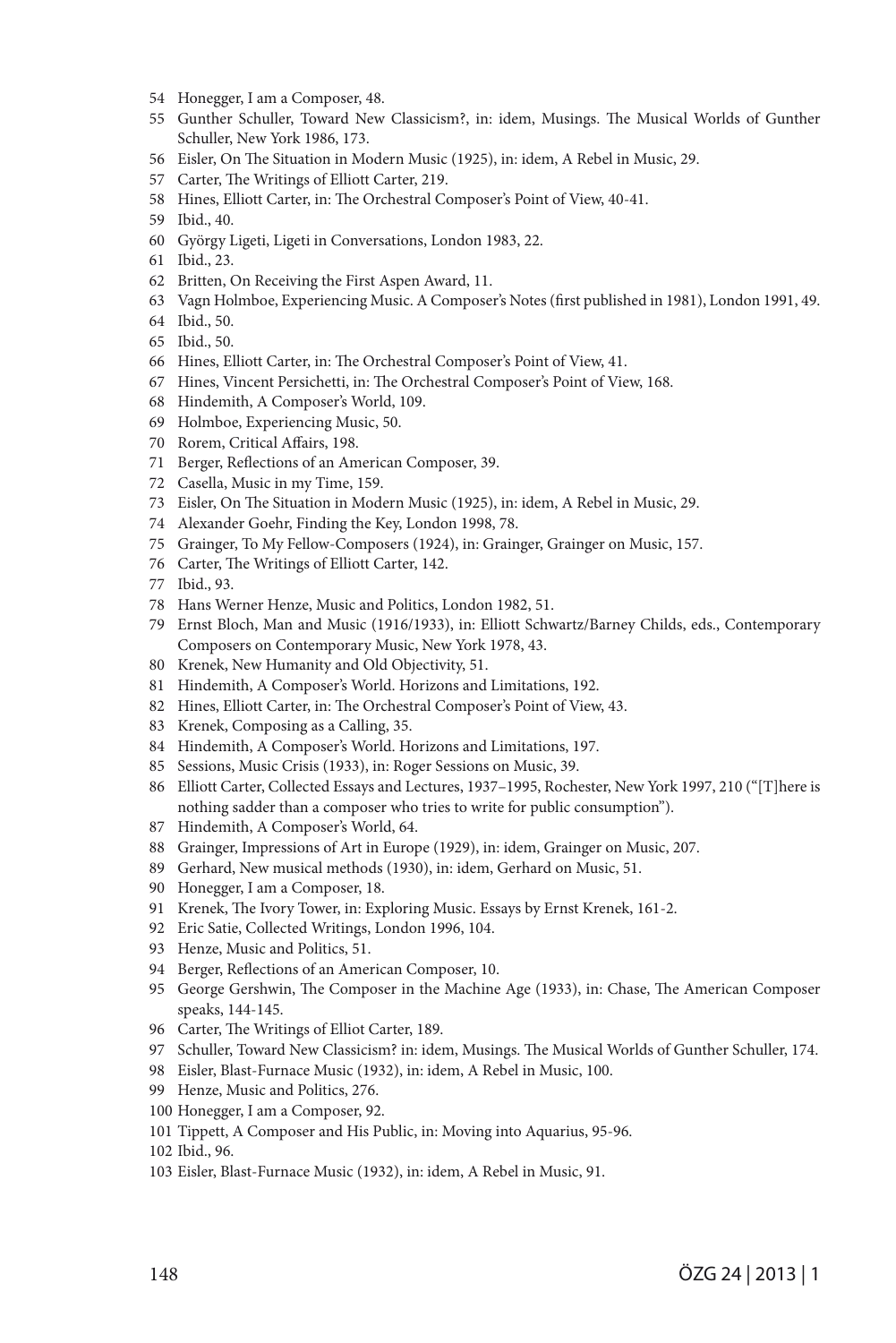54 Honegger, I am a Composer, 48.
55 Gunther Schuller, Toward New Classicism?, in: idem, Musings. The Musical Worlds of Gunther Schuller, New York 1986, 173.
56 Eisler, On The Situation in Modern Music (1925), in: idem, A Rebel in Music, 29.
57 Carter, The Writings of Elliott Carter, 219.
58 Hines, Elliott Carter, in: The Orchestral Composer's Point of View, 40-41.
59 Ibid., 40.
60 György Ligeti, Ligeti in Conversations, London 1983, 22.
61 Ibid., 23.
62 Britten, On Receiving the First Aspen Award, 11.
63 Vagn Holmboe, Experiencing Music. A Composer's Notes (first published in 1981), London 1991, 49.
64 Ibid., 50.
65 Ibid., 50.
66 Hines, Elliott Carter, in: The Orchestral Composer's Point of View, 41.
67 Hines, Vincent Persichetti, in: The Orchestral Composer's Point of View, 168.
68 Hindemith, A Composer's World, 109.
69 Holmboe, Experiencing Music, 50.
70 Rorem, Critical Affairs, 198.
71 Berger, Reflections of an American Composer, 39.
72 Casella, Music in my Time, 159.
73 Eisler, On The Situation in Modern Music (1925), in: idem, A Rebel in Music, 29.
74 Alexander Goehr, Finding the Key, London 1998, 78.
75 Grainger, To My Fellow-Composers (1924), in: Grainger, Grainger on Music, 157.
76 Carter, The Writings of Elliott Carter, 142.
77 Ibid., 93.
78 Hans Werner Henze, Music and Politics, London 1982, 51.
79 Ernst Bloch, Man and Music (1916/1933), in: Elliott Schwartz/Barney Childs, eds., Contemporary Composers on Contemporary Music, New York 1978, 43.
80 Krenek, New Humanity and Old Objectivity, 51.
81 Hindemith, A Composer's World. Horizons and Limitations, 192.
82 Hines, Elliott Carter, in: The Orchestral Composer's Point of View, 43.
83 Krenek, Composing as a Calling, 35.
84 Hindemith, A Composer's World. Horizons and Limitations, 197.
85 Sessions, Music Crisis (1933), in: Roger Sessions on Music, 39.
86 Elliott Carter, Collected Essays and Lectures, 1937–1995, Rochester, New York 1997, 210 ("[T]here is nothing sadder than a composer who tries to write for public consumption").
87 Hindemith, A Composer's World, 64.
88 Grainger, Impressions of Art in Europe (1929), in: idem, Grainger on Music, 207.
89 Gerhard, New musical methods (1930), in: idem, Gerhard on Music, 51.
90 Honegger, I am a Composer, 18.
91 Krenek, The Ivory Tower, in: Exploring Music. Essays by Ernst Krenek, 161-2.
92 Eric Satie, Collected Writings, London 1996, 104.
93 Henze, Music and Politics, 51.
94 Berger, Reflections of an American Composer, 10.
95 George Gershwin, The Composer in the Machine Age (1933), in: Chase, The American Composer speaks, 144-145.
96 Carter, The Writings of Elliot Carter, 189.
97 Schuller, Toward New Classicism? in: idem, Musings. The Musical Worlds of Gunther Schuller, 174.
98 Eisler, Blast-Furnace Music (1932), in: idem, A Rebel in Music, 100.
99 Henze, Music and Politics, 276.
100 Honegger, I am a Composer, 92.
101 Tippett, A Composer and His Public, in: Moving into Aquarius, 95-96.
102 Ibid., 96.
103 Eisler, Blast-Furnace Music (1932), in: idem, A Rebel in Music, 91.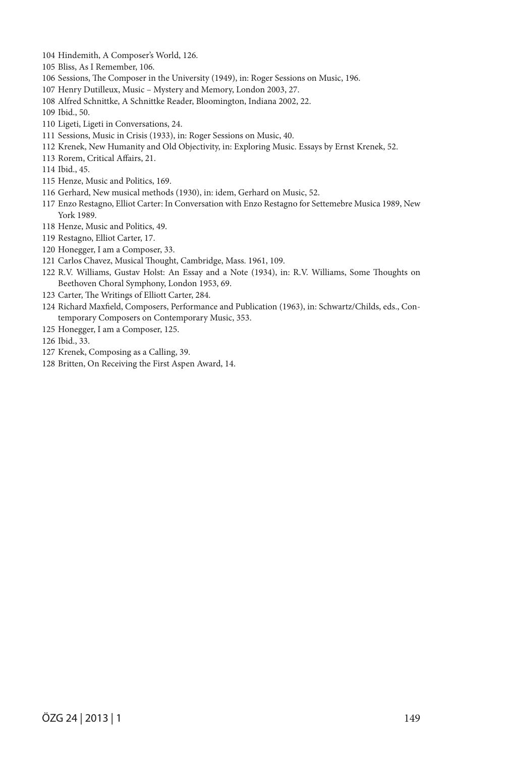104 Hindemith, A Composer's World, 126.
105 Bliss, As I Remember, 106.
106 Sessions, The Composer in the University (1949), in: Roger Sessions on Music, 196.
107 Henry Dutilleux, Music – Mystery and Memory, London 2003, 27.
108 Alfred Schnittke, A Schnittke Reader, Bloomington, Indiana 2002, 22.
109 Ibid., 50.
110 Ligeti, Ligeti in Conversations, 24.
111 Sessions, Music in Crisis (1933), in: Roger Sessions on Music, 40.
112 Krenek, New Humanity and Old Objectivity, in: Exploring Music. Essays by Ernst Krenek, 52.
113 Rorem, Critical Affairs, 21.
114 Ibid., 45.
115 Henze, Music and Politics, 169.
116 Gerhard, New musical methods (1930), in: idem, Gerhard on Music, 52.
117 Enzo Restagno, Elliot Carter: In Conversation with Enzo Restagno for Settemebre Musica 1989, New York 1989.
118 Henze, Music and Politics, 49.
119 Restagno, Elliot Carter, 17.
120 Honegger, I am a Composer, 33.
121 Carlos Chavez, Musical Thought, Cambridge, Mass. 1961, 109.
122 R.V. Williams, Gustav Holst: An Essay and a Note (1934), in: R.V. Williams, Some Thoughts on Beethoven Choral Symphony, London 1953, 69.
123 Carter, The Writings of Elliott Carter, 284.
124 Richard Maxfield, Composers, Performance and Publication (1963), in: Schwartz/Childs, eds., Contemporary Composers on Contemporary Music, 353.
125 Honegger, I am a Composer, 125.
126 Ibid., 33.
127 Krenek, Composing as a Calling, 39.
128 Britten, On Receiving the First Aspen Award, 14.